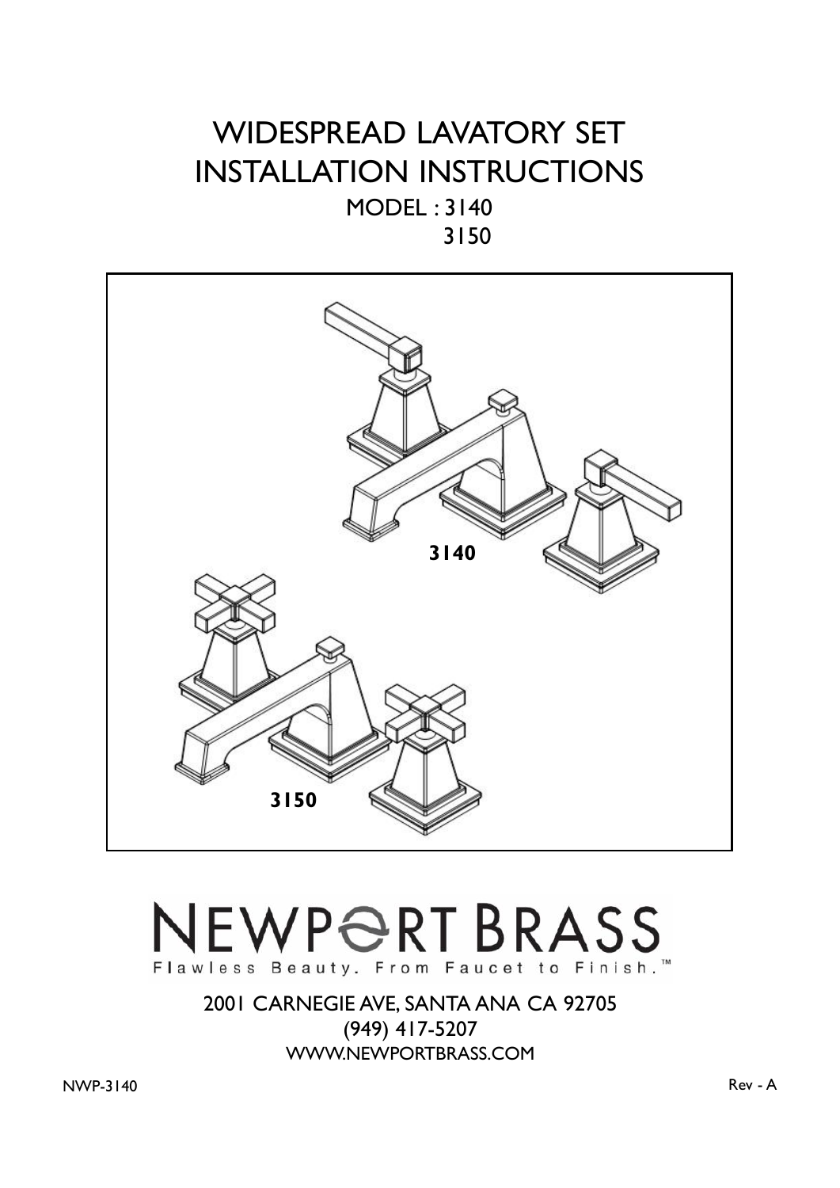# WIDESPREAD LAVATORY SET
# INSTALLATION INSTRUCTIONS

MODEL : 3140
3150

3140

3150

NEWPORT BRASS

Flawless Beauty. From Faucet to Finish.™

2001 CARNEGIE AVE, SANTA ANA CA 92705
(949) 417-5207
WWW.NEWPORTBRASS.COM

NWP-3140

Rev - A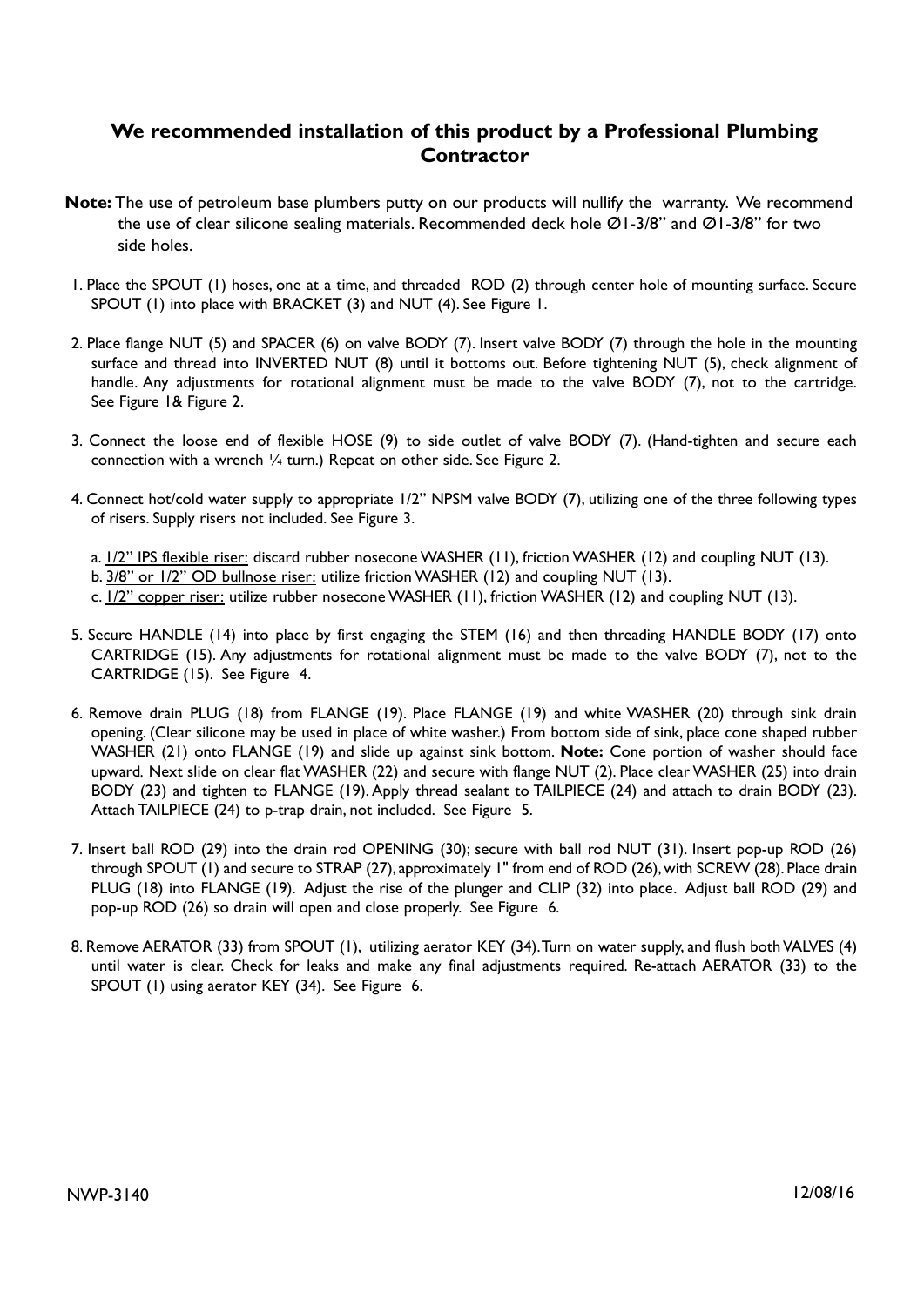## We recommended installation of this product by a Professional Plumbing Contractor

**Note:** The use of petroleum base plumbers putty on our products will nullify the warranty. We recommend the use of clear silicone sealing materials. Recommended deck hole Ø1-3/8" and Ø1-3/8" for two side holes.

1. Place the SPOUT (1) hoses, one at a time, and threaded ROD (2) through center hole of mounting surface. Secure SPOUT (1) into place with BRACKET (3) and NUT (4). See Figure 1.

2. Place flange NUT (5) and SPACER (6) on valve BODY (7). Insert valve BODY (7) through the hole in the mounting surface and thread into INVERTED NUT (8) until it bottoms out. Before tightening NUT (5), check alignment of handle. Any adjustments for rotational alignment must be made to the valve BODY (7), not to the cartridge. See Figure 1& Figure 2.

3. Connect the loose end of flexible HOSE (9) to side outlet of valve BODY (7). (Hand-tighten and secure each connection with a wrench ¼ turn.) Repeat on other side. See Figure 2.

4. Connect hot/cold water supply to appropriate 1/2" NPSM valve BODY (7), utilizing one of the three following types of risers. Supply risers not included. See Figure 3.

   a. <u>1/2" IPS flexible riser:</u> discard rubber nosecone WASHER (11), friction WASHER (12) and coupling NUT (13).
   b. <u>3/8" or 1/2" OD bullnose riser:</u> utilize friction WASHER (12) and coupling NUT (13).
   c. <u>1/2" copper riser:</u> utilize rubber nosecone WASHER (11), friction WASHER (12) and coupling NUT (13).

5. Secure HANDLE (14) into place by first engaging the STEM (16) and then threading HANDLE BODY (17) onto CARTRIDGE (15). Any adjustments for rotational alignment must be made to the valve BODY (7), not to the CARTRIDGE (15). See Figure 4.

6. Remove drain PLUG (18) from FLANGE (19). Place FLANGE (19) and white WASHER (20) through sink drain opening. (Clear silicone may be used in place of white washer.) From bottom side of sink, place cone shaped rubber WASHER (21) onto FLANGE (19) and slide up against sink bottom. **Note:** Cone portion of washer should face upward. Next slide on clear flat WASHER (22) and secure with flange NUT (2). Place clear WASHER (25) into drain BODY (23) and tighten to FLANGE (19). Apply thread sealant to TAILPIECE (24) and attach to drain BODY (23). Attach TAILPIECE (24) to p-trap drain, not included. See Figure 5.

7. Insert ball ROD (29) into the drain rod OPENING (30); secure with ball rod NUT (31). Insert pop-up ROD (26) through SPOUT (1) and secure to STRAP (27), approximately 1" from end of ROD (26), with SCREW (28). Place drain PLUG (18) into FLANGE (19). Adjust the rise of the plunger and CLIP (32) into place. Adjust ball ROD (29) and pop-up ROD (26) so drain will open and close properly. See Figure 6.

8. Remove AERATOR (33) from SPOUT (1), utilizing aerator KEY (34). Turn on water supply, and flush both VALVES (4) until water is clear. Check for leaks and make any final adjustments required. Re-attach AERATOR (33) to the SPOUT (1) using aerator KEY (34). See Figure 6.

NWP-3140 12/08/16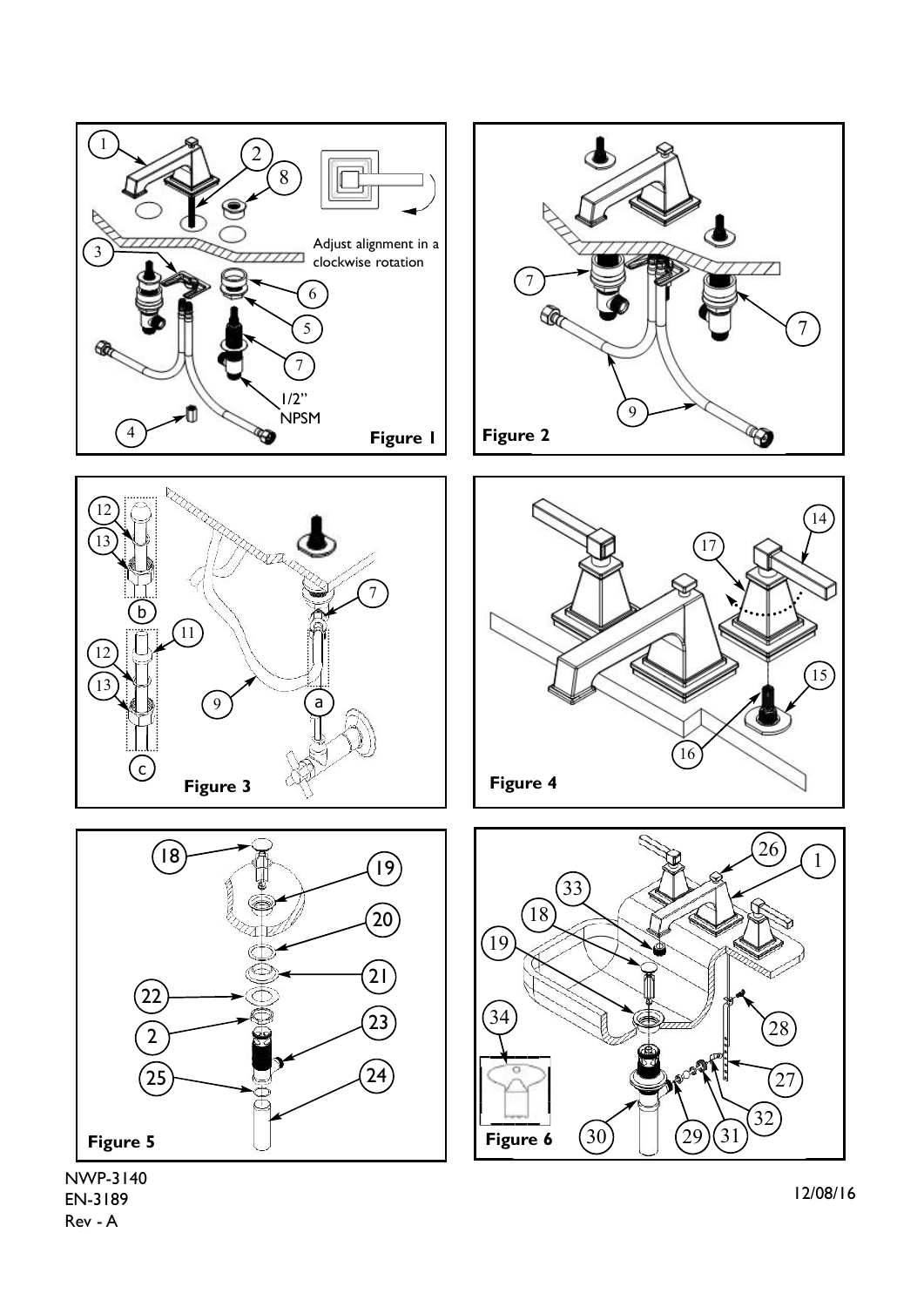Adjust alignment in a clockwise rotation

1/2" NPSM

**Figure 1**

**Figure 2**

**Figure 3**

**Figure 4**

**Figure 5**

**Figure 6**